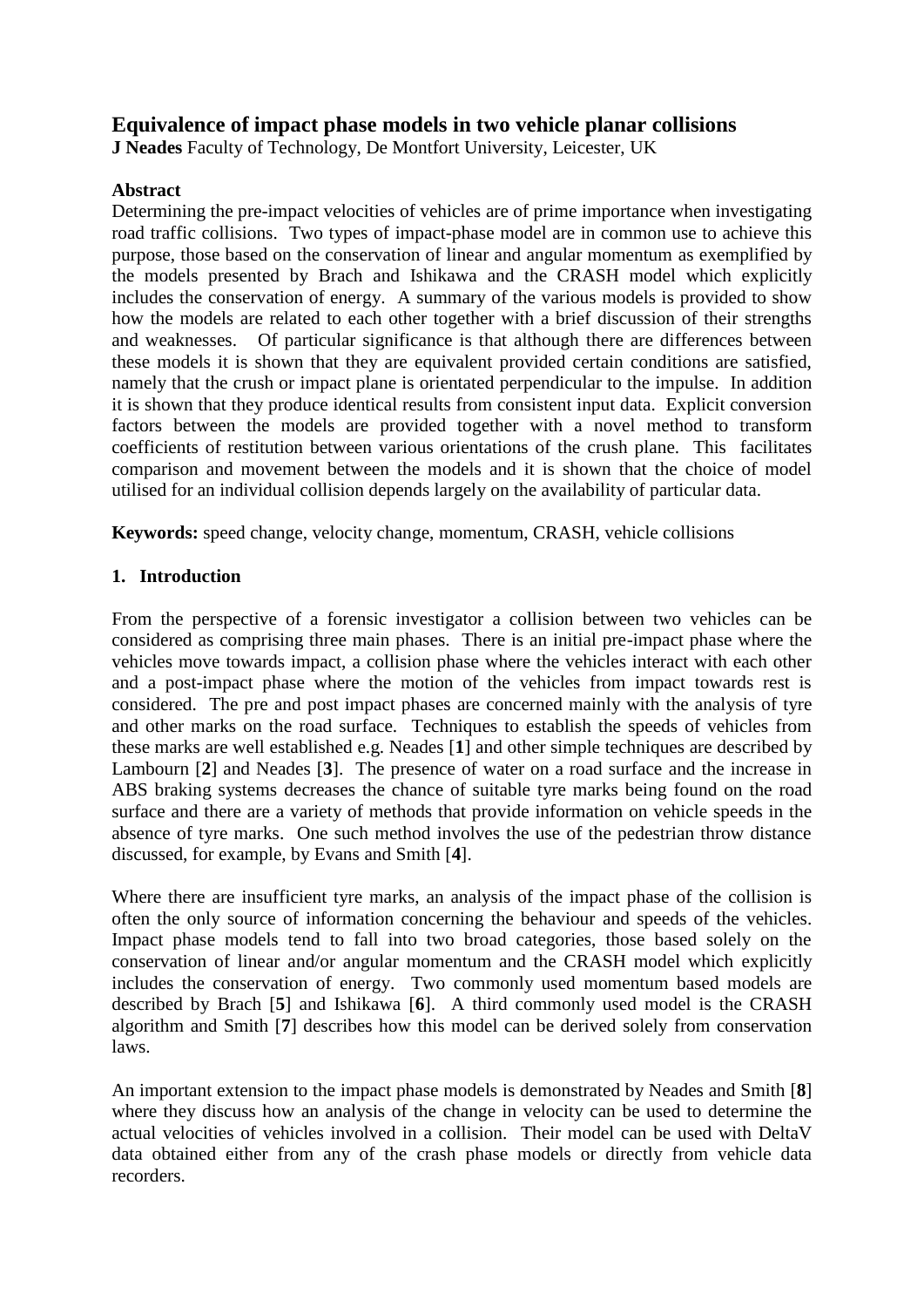# Equivalence of impact phase models in two vehicle planar collisions

**J Neades** Faculty of Technology, De Montfort University, Leicester, UK

## Abstract

Determining the pre-impact velocities of vehicles are of prime importance when investigating road traffic collisions. Two types of impact-phase model are in common use to achieve this purpose, those based on the conservation of linear and angular momentum as exemplified by the models presented by Brach and Ishikawa and the CRASH model which explicitly includes the conservation of energy. A summary of the various models is provided to show how the models are related to each other together with a brief discussion of their strengths and weaknesses. Of particular significance is that although there are differences between these models it is shown that they are equivalent provided certain conditions are satisfied, namely that the crush or impact plane is orientated perpendicular to the impulse. In addition it is shown that they produce identical results from consistent input data. Explicit conversion factors between the models are provided together with a novel method to transform coefficients of restitution between various orientations of the crush plane. This facilitates comparison and movement between the models and it is shown that the choice of model utilised for an individual collision depends largely on the availability of particular data.

**Keywords:** speed change, velocity change, momentum, CRASH, vehicle collisions

## 1. Introduction

From the perspective of a forensic investigator a collision between two vehicles can be considered as comprising three main phases. There is an initial pre-impact phase where the vehicles move towards impact, a collision phase where the vehicles interact with each other and a post-impact phase where the motion of the vehicles from impact towards rest is considered. The pre and post impact phases are concerned mainly with the analysis of tyre and other marks on the road surface. Techniques to establish the speeds of vehicles from these marks are well established e.g. Neades [**1**] and other simple techniques are described by Lambourn [**2**] and Neades [**3**]. The presence of water on a road surface and the increase in ABS braking systems decreases the chance of suitable tyre marks being found on the road surface and there are a variety of methods that provide information on vehicle speeds in the absence of tyre marks. One such method involves the use of the pedestrian throw distance discussed, for example, by Evans and Smith [**4**].

Where there are insufficient tyre marks, an analysis of the impact phase of the collision is often the only source of information concerning the behaviour and speeds of the vehicles. Impact phase models tend to fall into two broad categories, those based solely on the conservation of linear and/or angular momentum and the CRASH model which explicitly includes the conservation of energy. Two commonly used momentum based models are described by Brach [**5**] and Ishikawa [**6**]. A third commonly used model is the CRASH algorithm and Smith [**7**] describes how this model can be derived solely from conservation laws.

An important extension to the impact phase models is demonstrated by Neades and Smith [**8**] where they discuss how an analysis of the change in velocity can be used to determine the actual velocities of vehicles involved in a collision. Their model can be used with DeltaV data obtained either from any of the crash phase models or directly from vehicle data recorders.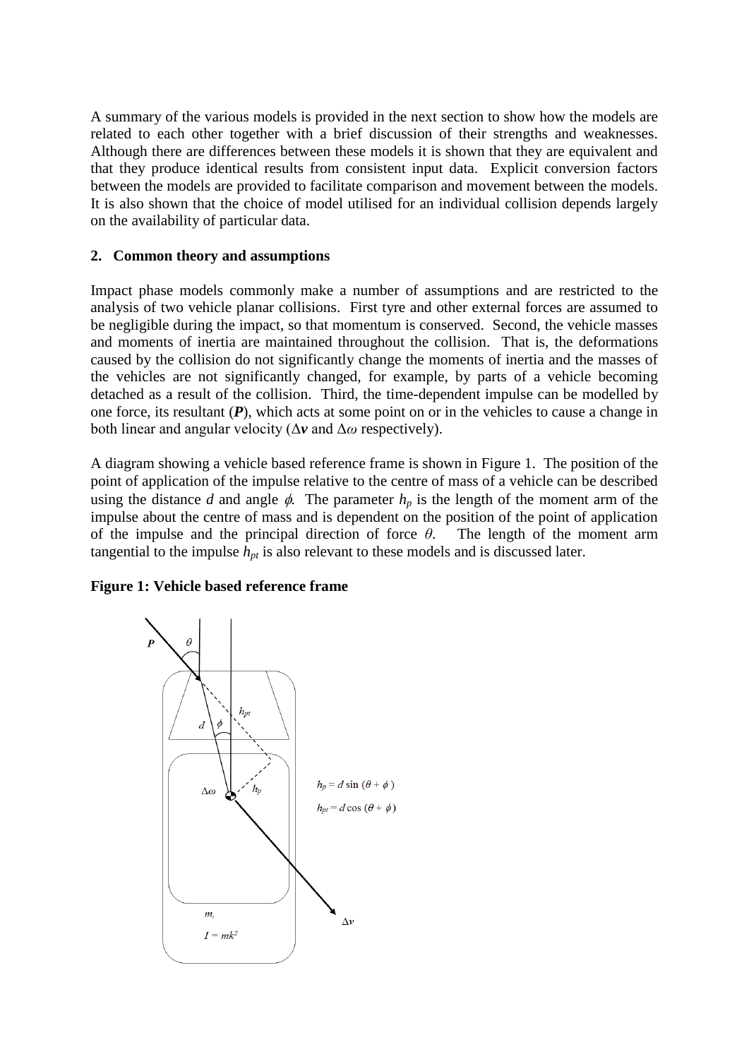A summary of the various models is provided in the next section to show how the models are related to each other together with a brief discussion of their strengths and weaknesses. Although there are differences between these models it is shown that they are equivalent and that they produce identical results from consistent input data. Explicit conversion factors between the models are provided to facilitate comparison and movement between the models. It is also shown that the choice of model utilised for an individual collision depends largely on the availability of particular data.

## 2. Common theory and assumptions

Impact phase models commonly make a number of assumptions and are restricted to the analysis of two vehicle planar collisions. First tyre and other external forces are assumed to be negligible during the impact, so that momentum is conserved. Second, the vehicle masses and moments of inertia are maintained throughout the collision. That is, the deformations caused by the collision do not significantly change the moments of inertia and the masses of the vehicles are not significantly changed, for example, by parts of a vehicle becoming detached as a result of the collision. Third, the time-dependent impulse can be modelled by one force, its resultant ($\boldsymbol{P}$), which acts at some point on or in the vehicles to cause a change in both linear and angular velocity ($\Delta\boldsymbol{v}$ and $\Delta\omega$ respectively).

A diagram showing a vehicle based reference frame is shown in Figure 1. The position of the point of application of the impulse relative to the centre of mass of a vehicle can be described using the distance $d$ and angle $\phi$. The parameter $h_p$ is the length of the moment arm of the impulse about the centre of mass and is dependent on the position of the point of application of the impulse and the principal direction of force $\theta$. The length of the moment arm tangential to the impulse $h_{pt}$ is also relevant to these models and is discussed later.

**Figure 1: Vehicle based reference frame**

$$h_p = d \sin(\theta + \phi)$$

$$h_{pt} = d \cos(\theta + \phi)$$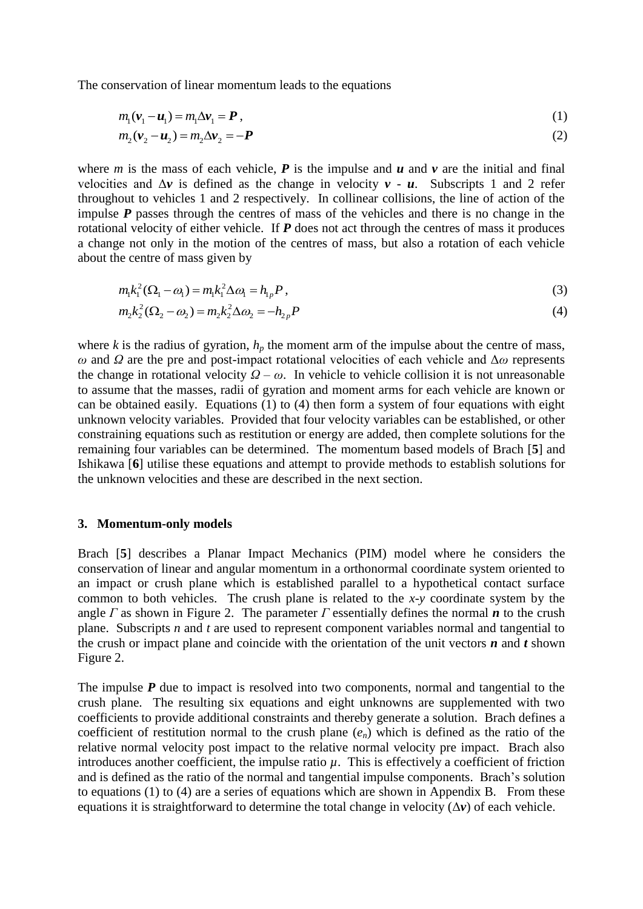The conservation of linear momentum leads to the equations

$$m_1(\boldsymbol{v}_1 - \boldsymbol{u}_1) = m_1\Delta\boldsymbol{v}_1 = \boldsymbol{P}\,, \tag{1}$$

$$m_2(\boldsymbol{v}_2 - \boldsymbol{u}_2) = m_2\Delta\boldsymbol{v}_2 = -\boldsymbol{P} \tag{2}$$

where $m$ is the mass of each vehicle, $\boldsymbol{P}$ is the impulse and $\boldsymbol{u}$ and $\boldsymbol{v}$ are the initial and final velocities and $\Delta\boldsymbol{v}$ is defined as the change in velocity $\boldsymbol{v}$ - $\boldsymbol{u}$. Subscripts 1 and 2 refer throughout to vehicles 1 and 2 respectively. In collinear collisions, the line of action of the impulse $\boldsymbol{P}$ passes through the centres of mass of the vehicles and there is no change in the rotational velocity of either vehicle. If $\boldsymbol{P}$ does not act through the centres of mass it produces a change not only in the motion of the centres of mass, but also a rotation of each vehicle about the centre of mass given by

$$m_1k_1^2(\Omega_1 - \omega_1) = m_1k_1^2\Delta\omega_1 = h_{1p}P\,, \tag{3}$$

$$m_2k_2^2(\Omega_2 - \omega_2) = m_2k_2^2\Delta\omega_2 = -h_{2p}P \tag{4}$$

where $k$ is the radius of gyration, $h_p$ the moment arm of the impulse about the centre of mass, $\omega$ and $\Omega$ are the pre and post-impact rotational velocities of each vehicle and $\Delta\omega$ represents the change in rotational velocity $\Omega - \omega$. In vehicle to vehicle collision it is not unreasonable to assume that the masses, radii of gyration and moment arms for each vehicle are known or can be obtained easily. Equations (1) to (4) then form a system of four equations with eight unknown velocity variables. Provided that four velocity variables can be established, or other constraining equations such as restitution or energy are added, then complete solutions for the remaining four variables can be determined. The momentum based models of Brach [**5**] and Ishikawa [**6**] utilise these equations and attempt to provide methods to establish solutions for the unknown velocities and these are described in the next section.

## 3. Momentum-only models

Brach [**5**] describes a Planar Impact Mechanics (PIM) model where he considers the conservation of linear and angular momentum in a orthonormal coordinate system oriented to an impact or crush plane which is established parallel to a hypothetical contact surface common to both vehicles. The crush plane is related to the $x$-$y$ coordinate system by the angle $\Gamma$ as shown in Figure 2. The parameter $\Gamma$ essentially defines the normal $\boldsymbol{n}$ to the crush plane. Subscripts $n$ and $t$ are used to represent component variables normal and tangential to the crush or impact plane and coincide with the orientation of the unit vectors $\boldsymbol{n}$ and $\boldsymbol{t}$ shown Figure 2.

The impulse $\boldsymbol{P}$ due to impact is resolved into two components, normal and tangential to the crush plane. The resulting six equations and eight unknowns are supplemented with two coefficients to provide additional constraints and thereby generate a solution. Brach defines a coefficient of restitution normal to the crush plane ($e_n$) which is defined as the ratio of the relative normal velocity post impact to the relative normal velocity pre impact. Brach also introduces another coefficient, the impulse ratio $\mu$. This is effectively a coefficient of friction and is defined as the ratio of the normal and tangential impulse components. Brach's solution to equations (1) to (4) are a series of equations which are shown in Appendix B. From these equations it is straightforward to determine the total change in velocity ($\Delta\boldsymbol{v}$) of each vehicle.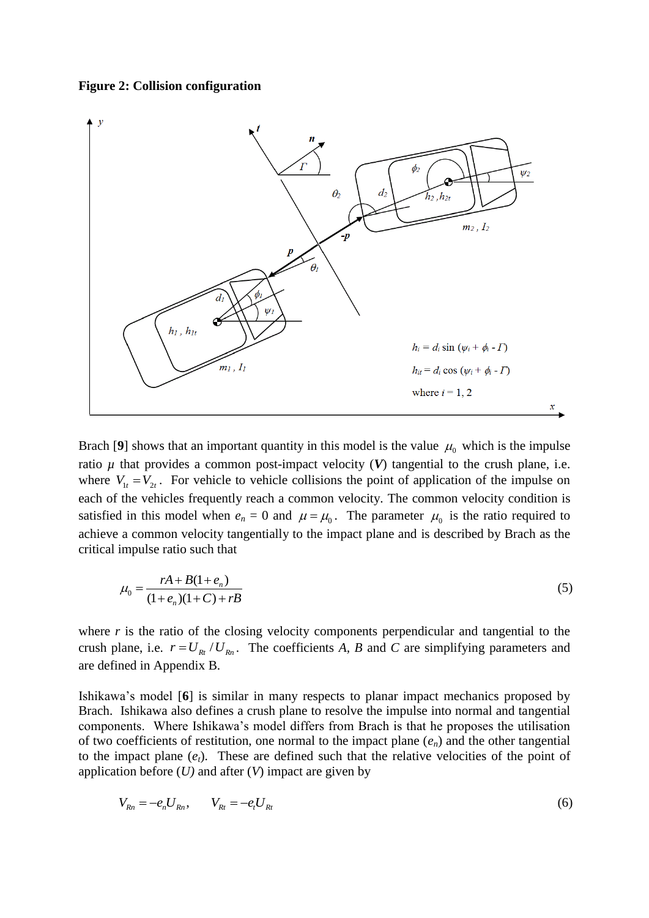**Figure 2: Collision configuration**

Brach [**9**] shows that an important quantity in this model is the value $\mu_0$ which is the impulse ratio $\mu$ that provides a common post-impact velocity (***V***) tangential to the crush plane, i.e. where $V_{1t} = V_{2t}$. For vehicle to vehicle collisions the point of application of the impulse on each of the vehicles frequently reach a common velocity. The common velocity condition is satisfied in this model when $e_n$ = 0 and $\mu = \mu_0$. The parameter $\mu_0$ is the ratio required to achieve a common velocity tangentially to the impact plane and is described by Brach as the critical impulse ratio such that

$$\mu_0 = \frac{rA + B(1+e_n)}{(1+e_n)(1+C)+rB} \tag{5}$$

where *r* is the ratio of the closing velocity components perpendicular and tangential to the crush plane, i.e. $r = U_{Rt} / U_{Rn}$. The coefficients *A*, *B* and *C* are simplifying parameters and are defined in Appendix B.

Ishikawa's model [**6**] is similar in many respects to planar impact mechanics proposed by Brach. Ishikawa also defines a crush plane to resolve the impulse into normal and tangential components. Where Ishikawa's model differs from Brach is that he proposes the utilisation of two coefficients of restitution, one normal to the impact plane ($e_n$) and the other tangential to the impact plane ($e_t$). These are defined such that the relative velocities of the point of application before (*U*) and after (*V*) impact are given by

$$V_{Rn} = -e_n U_{Rn}, \qquad V_{Rt} = -e_t U_{Rt} \tag{6}$$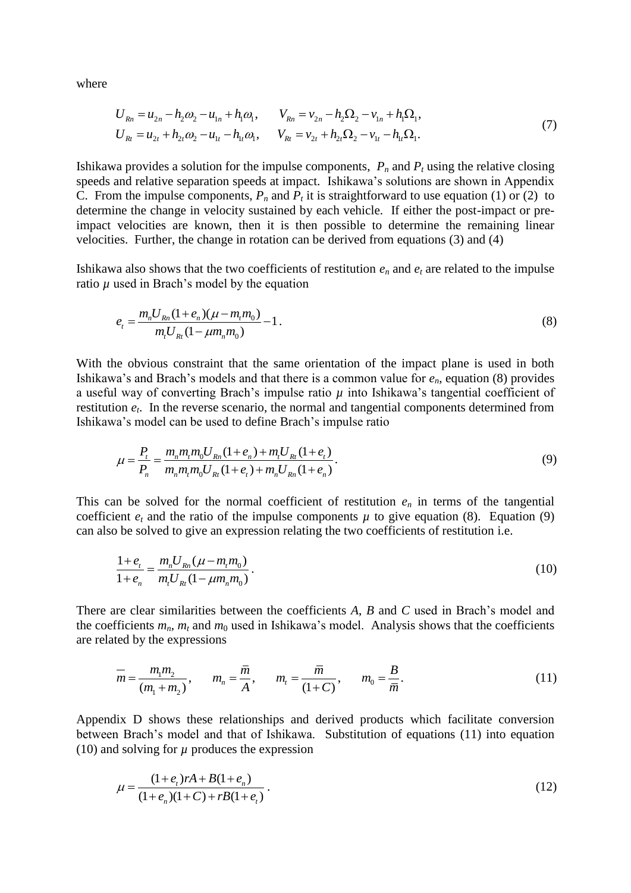where

$$U_{Rn} = u_{2n} - h_2\omega_2 - u_{1n} + h_1\omega_1, \qquad V_{Rn} = v_{2n} - h_2\Omega_2 - v_{1n} + h_1\Omega_1,$$
$$U_{Rt} = u_{2t} + h_{2t}\omega_2 - u_{1t} - h_{1t}\omega_1, \qquad V_{Rt} = v_{2t} + h_{2t}\Omega_2 - v_{1t} - h_{1t}\Omega_1. \tag{7}$$

Ishikawa provides a solution for the impulse components, $P_n$ and $P_t$ using the relative closing speeds and relative separation speeds at impact. Ishikawa's solutions are shown in Appendix C. From the impulse components, $P_n$ and $P_t$ it is straightforward to use equation (1) or (2) to determine the change in velocity sustained by each vehicle. If either the post-impact or pre-impact velocities are known, then it is then possible to determine the remaining linear velocities. Further, the change in rotation can be derived from equations (3) and (4)

Ishikawa also shows that the two coefficients of restitution $e_n$ and $e_t$ are related to the impulse ratio $\mu$ used in Brach's model by the equation

$$e_t = \frac{m_n U_{Rn}(1+e_n)(\mu - m_t m_0)}{m_t U_{Rt}(1-\mu m_n m_0)} - 1. \tag{8}$$

With the obvious constraint that the same orientation of the impact plane is used in both Ishikawa's and Brach's models and that there is a common value for $e_n$, equation (8) provides a useful way of converting Brach's impulse ratio $\mu$ into Ishikawa's tangential coefficient of restitution $e_t$. In the reverse scenario, the normal and tangential components determined from Ishikawa's model can be used to define Brach's impulse ratio

$$\mu = \frac{P_t}{P_n} = \frac{m_n m_t m_0 U_{Rn}(1+e_n) + m_t U_{Rt}(1+e_t)}{m_n m_t m_0 U_{Rt}(1+e_t) + m_n U_{Rn}(1+e_n)}. \tag{9}$$

This can be solved for the normal coefficient of restitution $e_n$ in terms of the tangential coefficient $e_t$ and the ratio of the impulse components $\mu$ to give equation (8). Equation (9) can also be solved to give an expression relating the two coefficients of restitution i.e.

$$\frac{1+e_t}{1+e_n} = \frac{m_n U_{Rn}(\mu - m_t m_0)}{m_t U_{Rt}(1-\mu m_n m_0)}. \tag{10}$$

There are clear similarities between the coefficients $A$, $B$ and $C$ used in Brach's model and the coefficients $m_n$, $m_t$ and $m_0$ used in Ishikawa's model. Analysis shows that the coefficients are related by the expressions

$$\bar{m} = \frac{m_1 m_2}{(m_1 + m_2)}, \qquad m_n = \frac{\bar{m}}{A}, \qquad m_t = \frac{\bar{m}}{(1+C)}, \qquad m_0 = \frac{B}{\bar{m}}. \tag{11}$$

Appendix D shows these relationships and derived products which facilitate conversion between Brach's model and that of Ishikawa. Substitution of equations (11) into equation (10) and solving for $\mu$ produces the expression

$$\mu = \frac{(1+e_t)rA + B(1+e_n)}{(1+e_n)(1+C) + rB(1+e_t)}. \tag{12}$$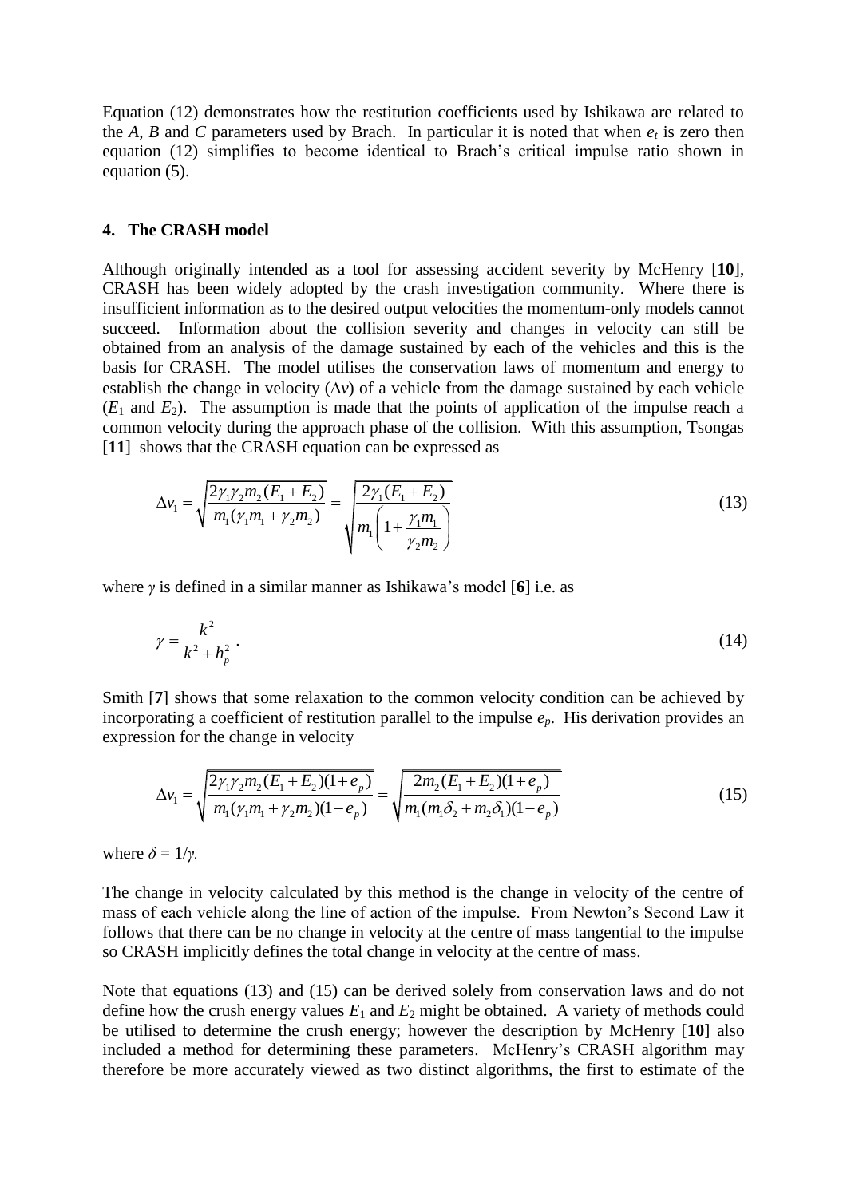Equation (12) demonstrates how the restitution coefficients used by Ishikawa are related to the *A*, *B* and *C* parameters used by Brach. In particular it is noted that when $e_t$ is zero then equation (12) simplifies to become identical to Brach's critical impulse ratio shown in equation (5).

## 4. The CRASH model

Although originally intended as a tool for assessing accident severity by McHenry [**10**], CRASH has been widely adopted by the crash investigation community. Where there is insufficient information as to the desired output velocities the momentum-only models cannot succeed. Information about the collision severity and changes in velocity can still be obtained from an analysis of the damage sustained by each of the vehicles and this is the basis for CRASH. The model utilises the conservation laws of momentum and energy to establish the change in velocity ($\Delta v$) of a vehicle from the damage sustained by each vehicle ($E_1$ and $E_2$). The assumption is made that the points of application of the impulse reach a common velocity during the approach phase of the collision. With this assumption, Tsongas [**11**] shows that the CRASH equation can be expressed as

$$\Delta v_1 = \sqrt{\frac{2\gamma_1\gamma_2 m_2(E_1+E_2)}{m_1(\gamma_1 m_1+\gamma_2 m_2)}} = \sqrt{\frac{2\gamma_1(E_1+E_2)}{m_1\left(1+\dfrac{\gamma_1 m_1}{\gamma_2 m_2}\right)}} \tag{13}$$

where $\gamma$ is defined in a similar manner as Ishikawa's model [**6**] i.e. as

$$\gamma = \frac{k^2}{k^2+h_p^2}. \tag{14}$$

Smith [**7**] shows that some relaxation to the common velocity condition can be achieved by incorporating a coefficient of restitution parallel to the impulse $e_p$. His derivation provides an expression for the change in velocity

$$\Delta v_1 = \sqrt{\frac{2\gamma_1\gamma_2 m_2(E_1+E_2)(1+e_p)}{m_1(\gamma_1 m_1+\gamma_2 m_2)(1-e_p)}} = \sqrt{\frac{2m_2(E_1+E_2)(1+e_p)}{m_1(m_1\delta_2+m_2\delta_1)(1-e_p)}} \tag{15}$$

where $\delta = 1/\gamma$.

The change in velocity calculated by this method is the change in velocity of the centre of mass of each vehicle along the line of action of the impulse. From Newton's Second Law it follows that there can be no change in velocity at the centre of mass tangential to the impulse so CRASH implicitly defines the total change in velocity at the centre of mass.

Note that equations (13) and (15) can be derived solely from conservation laws and do not define how the crush energy values $E_1$ and $E_2$ might be obtained. A variety of methods could be utilised to determine the crush energy; however the description by McHenry [**10**] also included a method for determining these parameters. McHenry's CRASH algorithm may therefore be more accurately viewed as two distinct algorithms, the first to estimate of the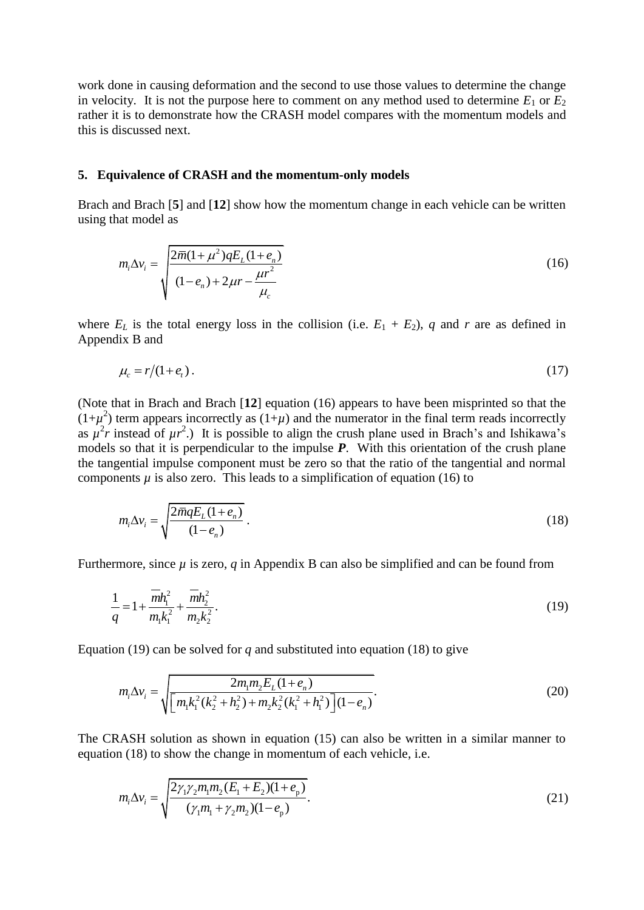work done in causing deformation and the second to use those values to determine the change in velocity. It is not the purpose here to comment on any method used to determine $E_1$ or $E_2$ rather it is to demonstrate how the CRASH model compares with the momentum models and this is discussed next.

## 5. Equivalence of CRASH and the momentum-only models

Brach and Brach [**5**] and [**12**] show how the momentum change in each vehicle can be written using that model as

$$m_i \Delta v_i = \sqrt{\frac{2\bar{m}(1+\mu^2)qE_L(1+e_n)}{(1-e_n)+2\mu r-\dfrac{\mu r^2}{\mu_c}}} \tag{16}$$

where $E_L$ is the total energy loss in the collision (i.e. $E_1 + E_2$), $q$ and $r$ are as defined in Appendix B and

$$\mu_c = r/(1+e_t). \tag{17}$$

(Note that in Brach and Brach [**12**] equation (16) appears to have been misprinted so that the $(1+\mu^2)$ term appears incorrectly as $(1+\mu)$ and the numerator in the final term reads incorrectly as $\mu^2 r$ instead of $\mu r^2$.) It is possible to align the crush plane used in Brach's and Ishikawa's models so that it is perpendicular to the impulse $\boldsymbol{P}$. With this orientation of the crush plane the tangential impulse component must be zero so that the ratio of the tangential and normal components $\mu$ is also zero. This leads to a simplification of equation (16) to

$$m_i \Delta v_i = \sqrt{\frac{2\bar{m}qE_L(1+e_n)}{(1-e_n)}}. \tag{18}$$

Furthermore, since $\mu$ is zero, $q$ in Appendix B can also be simplified and can be found from

$$\frac{1}{q} = 1 + \frac{\bar{m}h_1^2}{m_1 k_1^2} + \frac{\bar{m}h_2^2}{m_2 k_2^2}. \tag{19}$$

Equation (19) can be solved for $q$ and substituted into equation (18) to give

$$m_i \Delta v_i = \sqrt{\frac{2m_1 m_2 E_L(1+e_n)}{\left[m_1 k_1^2(k_2^2+h_2^2)+m_2 k_2^2(k_1^2+h_1^2)\right](1-e_n)}}. \tag{20}$$

The CRASH solution as shown in equation (15) can also be written in a similar manner to equation (18) to show the change in momentum of each vehicle, i.e.

$$m_i \Delta v_i = \sqrt{\frac{2\gamma_1\gamma_2 m_1 m_2 (E_1+E_2)(1+e_p)}{(\gamma_1 m_1+\gamma_2 m_2)(1-e_p)}}. \tag{21}$$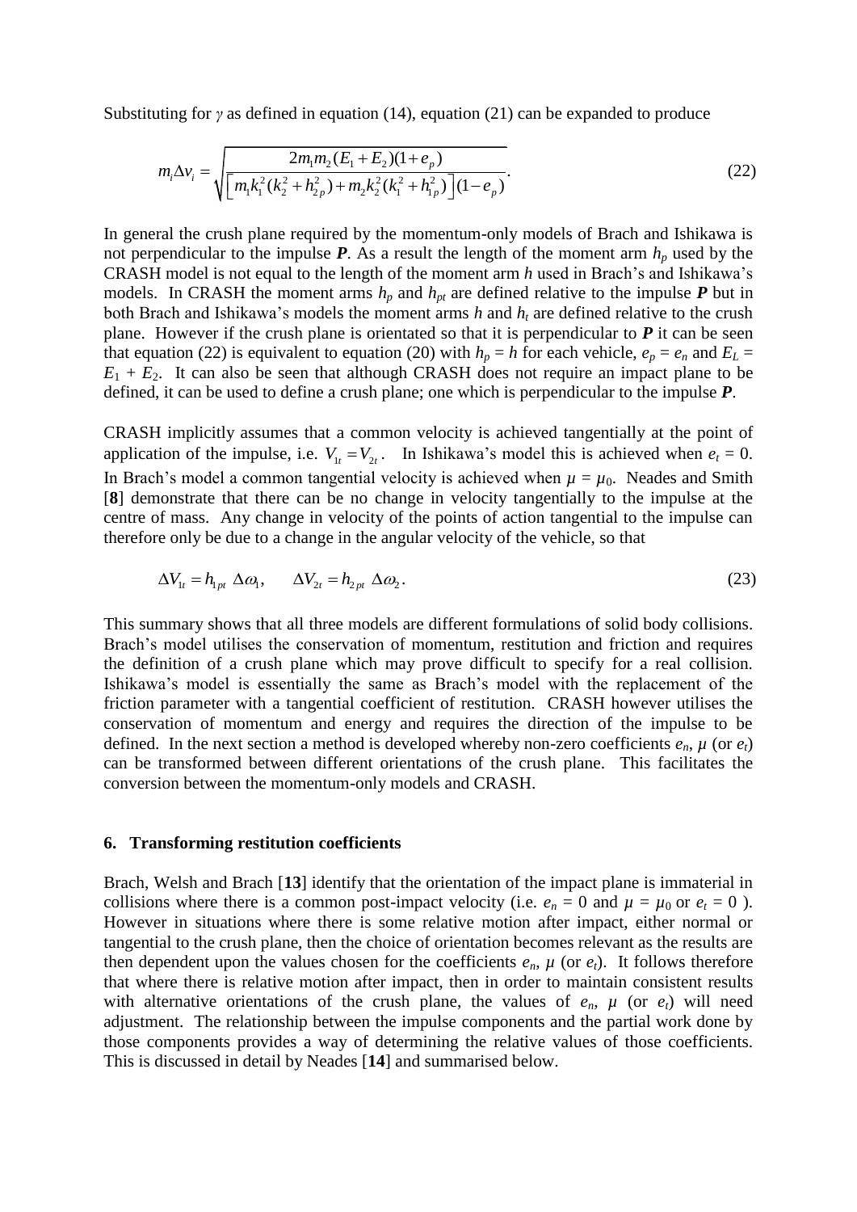Substituting for $\gamma$ as defined in equation (14), equation (21) can be expanded to produce

$$m_i \Delta v_i = \sqrt{\frac{2m_1 m_2 (E_1 + E_2)(1+e_p)}{\left[ m_1 k_1^2 (k_2^2 + h_{2p}^2) + m_2 k_2^2 (k_1^2 + h_{1p}^2) \right](1-e_p)}}. \tag{22}$$

In general the crush plane required by the momentum-only models of Brach and Ishikawa is not perpendicular to the impulse $\boldsymbol{P}$. As a result the length of the moment arm $h_p$ used by the CRASH model is not equal to the length of the moment arm $h$ used in Brach's and Ishikawa's models. In CRASH the moment arms $h_p$ and $h_{pt}$ are defined relative to the impulse $\boldsymbol{P}$ but in both Brach and Ishikawa's models the moment arms $h$ and $h_t$ are defined relative to the crush plane. However if the crush plane is orientated so that it is perpendicular to $\boldsymbol{P}$ it can be seen that equation (22) is equivalent to equation (20) with $h_p = h$ for each vehicle, $e_p = e_n$ and $E_L = E_1 + E_2$. It can also be seen that although CRASH does not require an impact plane to be defined, it can be used to define a crush plane; one which is perpendicular to the impulse $\boldsymbol{P}$.

CRASH implicitly assumes that a common velocity is achieved tangentially at the point of application of the impulse, i.e. $V_{1t} = V_{2t}$. In Ishikawa's model this is achieved when $e_t = 0$. In Brach's model a common tangential velocity is achieved when $\mu = \mu_0$. Neades and Smith [**8**] demonstrate that there can be no change in velocity tangentially to the impulse at the centre of mass. Any change in velocity of the points of action tangential to the impulse can therefore only be due to a change in the angular velocity of the vehicle, so that

$$\Delta V_{1t} = h_{1pt}\ \Delta\omega_1, \qquad \Delta V_{2t} = h_{2pt}\ \Delta\omega_2. \tag{23}$$

This summary shows that all three models are different formulations of solid body collisions. Brach's model utilises the conservation of momentum, restitution and friction and requires the definition of a crush plane which may prove difficult to specify for a real collision. Ishikawa's model is essentially the same as Brach's model with the replacement of the friction parameter with a tangential coefficient of restitution. CRASH however utilises the conservation of momentum and energy and requires the direction of the impulse to be defined. In the next section a method is developed whereby non-zero coefficients $e_n$, $\mu$ (or $e_t$) can be transformed between different orientations of the crush plane. This facilitates the conversion between the momentum-only models and CRASH.

## 6. Transforming restitution coefficients

Brach, Welsh and Brach [**13**] identify that the orientation of the impact plane is immaterial in collisions where there is a common post-impact velocity (i.e. $e_n = 0$ and $\mu = \mu_0$ or $e_t = 0$ ). However in situations where there is some relative motion after impact, either normal or tangential to the crush plane, then the choice of orientation becomes relevant as the results are then dependent upon the values chosen for the coefficients $e_n$, $\mu$ (or $e_t$). It follows therefore that where there is relative motion after impact, then in order to maintain consistent results with alternative orientations of the crush plane, the values of $e_n$, $\mu$ (or $e_t$) will need adjustment. The relationship between the impulse components and the partial work done by those components provides a way of determining the relative values of those coefficients. This is discussed in detail by Neades [**14**] and summarised below.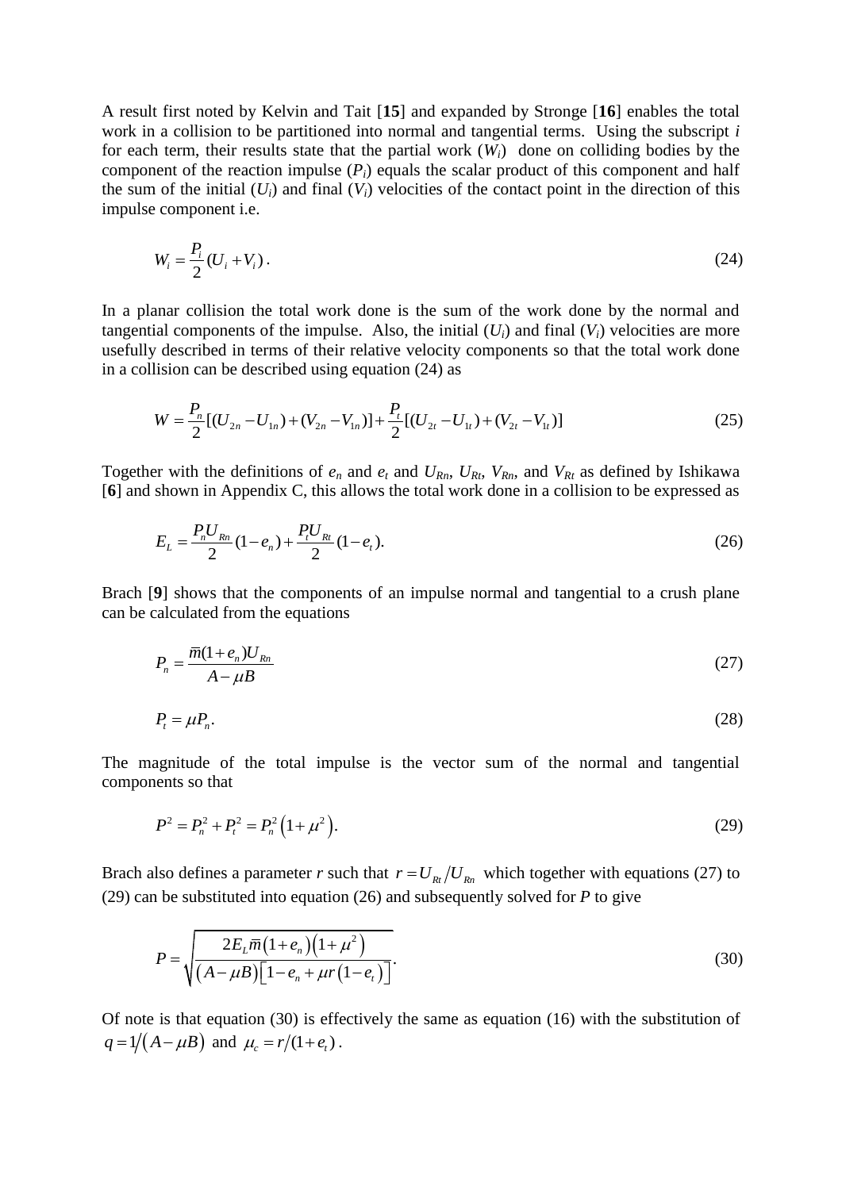A result first noted by Kelvin and Tait [**15**] and expanded by Stronge [**16**] enables the total work in a collision to be partitioned into normal and tangential terms. Using the subscript $i$ for each term, their results state that the partial work ($W_i$) done on colliding bodies by the component of the reaction impulse ($P_i$) equals the scalar product of this component and half the sum of the initial ($U_i$) and final ($V_i$) velocities of the contact point in the direction of this impulse component i.e.

$$W_i = \frac{P_i}{2}(U_i + V_i)\,. \tag{24}$$

In a planar collision the total work done is the sum of the work done by the normal and tangential components of the impulse. Also, the initial ($U_i$) and final ($V_i$) velocities are more usefully described in terms of their relative velocity components so that the total work done in a collision can be described using equation (24) as

$$W = \frac{P_n}{2}[(U_{2n} - U_{1n}) + (V_{2n} - V_{1n})] + \frac{P_t}{2}[(U_{2t} - U_{1t}) + (V_{2t} - V_{1t})] \tag{25}$$

Together with the definitions of $e_n$ and $e_t$ and $U_{Rn}$, $U_{Rt}$, $V_{Rn}$, and $V_{Rt}$ as defined by Ishikawa [**6**] and shown in Appendix C, this allows the total work done in a collision to be expressed as

$$E_L = \frac{P_n U_{Rn}}{2}(1 - e_n) + \frac{P_t U_{Rt}}{2}(1 - e_t). \tag{26}$$

Brach [**9**] shows that the components of an impulse normal and tangential to a crush plane can be calculated from the equations

$$P_n = \frac{\bar{m}(1 + e_n)U_{Rn}}{A - \mu B} \tag{27}$$

$$P_t = \mu P_n. \tag{28}$$

The magnitude of the total impulse is the vector sum of the normal and tangential components so that

$$P^2 = P_n^2 + P_t^2 = P_n^2\left(1 + \mu^2\right). \tag{29}$$

Brach also defines a parameter $r$ such that $r = U_{Rt}/U_{Rn}$ which together with equations (27) to (29) can be substituted into equation (26) and subsequently solved for $P$ to give

$$P = \sqrt{\frac{2E_L\bar{m}\left(1 + e_n\right)\left(1 + \mu^2\right)}{\left(A - \mu B\right)\left[1 - e_n + \mu r\left(1 - e_t\right)\right]}}. \tag{30}$$

Of note is that equation (30) is effectively the same as equation (16) with the substitution of $q = 1/\left(A - \mu B\right)$ and $\mu_c = r/(1 + e_t)$.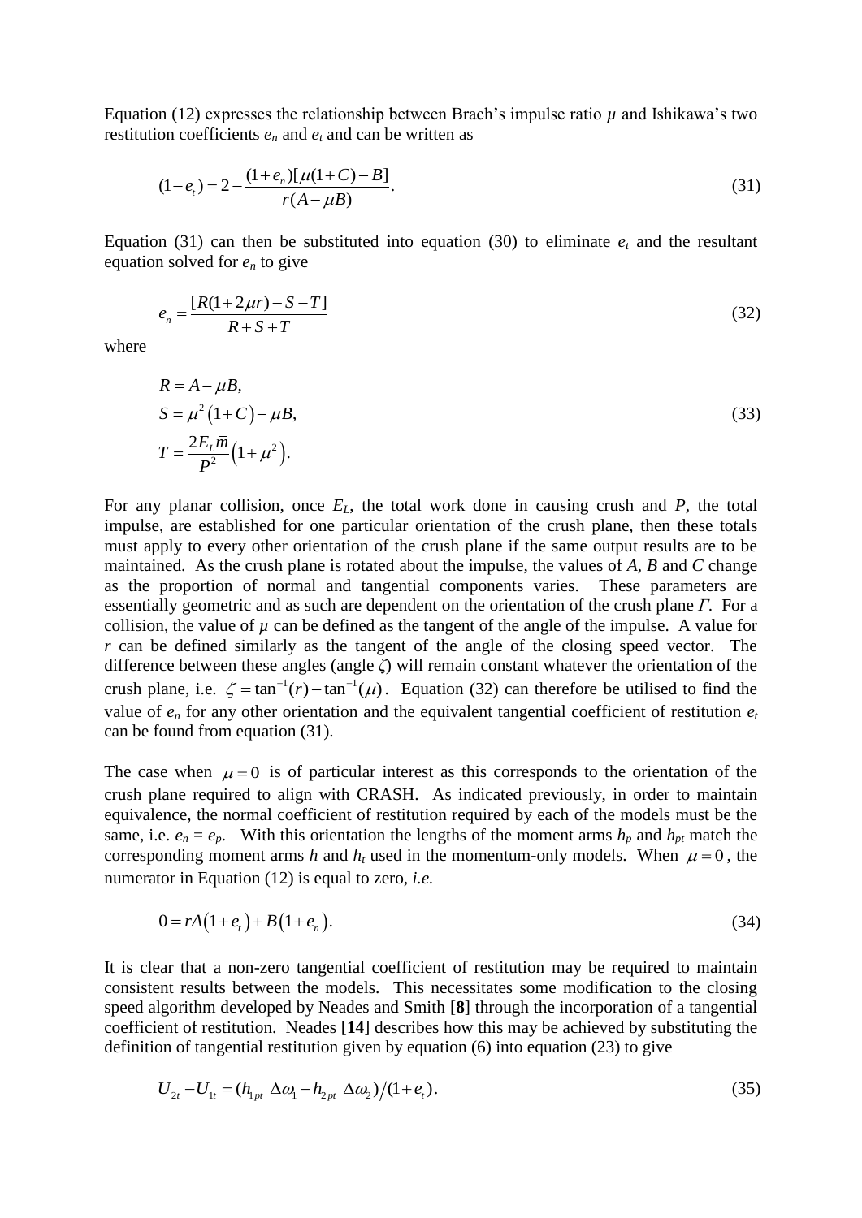Equation (12) expresses the relationship between Brach's impulse ratio $\mu$ and Ishikawa's two restitution coefficients $e_n$ and $e_t$ and can be written as

$$(1-e_t) = 2 - \frac{(1+e_n)[\mu(1+C)-B]}{r(A-\mu B)}. \tag{31}$$

Equation (31) can then be substituted into equation (30) to eliminate $e_t$ and the resultant equation solved for $e_n$ to give

$$e_n = \frac{[R(1+2\mu r) - S - T]}{R+S+T} \tag{32}$$

where

$$\begin{aligned} R &= A - \mu B, \\ S &= \mu^2(1+C) - \mu B, \\ T &= \frac{2E_L \bar{m}}{P^2}(1+\mu^2). \end{aligned} \tag{33}$$

For any planar collision, once $E_L$, the total work done in causing crush and $P$, the total impulse, are established for one particular orientation of the crush plane, then these totals must apply to every other orientation of the crush plane if the same output results are to be maintained. As the crush plane is rotated about the impulse, the values of $A$, $B$ and $C$ change as the proportion of normal and tangential components varies. These parameters are essentially geometric and as such are dependent on the orientation of the crush plane $\Gamma$. For a collision, the value of $\mu$ can be defined as the tangent of the angle of the impulse. A value for $r$ can be defined similarly as the tangent of the angle of the closing speed vector. The difference between these angles (angle $\zeta$) will remain constant whatever the orientation of the crush plane, i.e. $\zeta = \tan^{-1}(r) - \tan^{-1}(\mu)$. Equation (32) can therefore be utilised to find the value of $e_n$ for any other orientation and the equivalent tangential coefficient of restitution $e_t$ can be found from equation (31).

The case when $\mu = 0$ is of particular interest as this corresponds to the orientation of the crush plane required to align with CRASH. As indicated previously, in order to maintain equivalence, the normal coefficient of restitution required by each of the models must be the same, i.e. $e_n = e_p$. With this orientation the lengths of the moment arms $h_p$ and $h_{pt}$ match the corresponding moment arms $h$ and $h_t$ used in the momentum-only models. When $\mu = 0$, the numerator in Equation (12) is equal to zero, *i.e.*

$$0 = rA(1+e_t) + B(1+e_n). \tag{34}$$

It is clear that a non-zero tangential coefficient of restitution may be required to maintain consistent results between the models. This necessitates some modification to the closing speed algorithm developed by Neades and Smith [**8**] through the incorporation of a tangential coefficient of restitution. Neades [**14**] describes how this may be achieved by substituting the definition of tangential restitution given by equation (6) into equation (23) to give

$$U_{2t} - U_{1t} = (h_{1pt}\,\Delta\omega_1 - h_{2pt}\,\Delta\omega_2)/(1+e_t). \tag{35}$$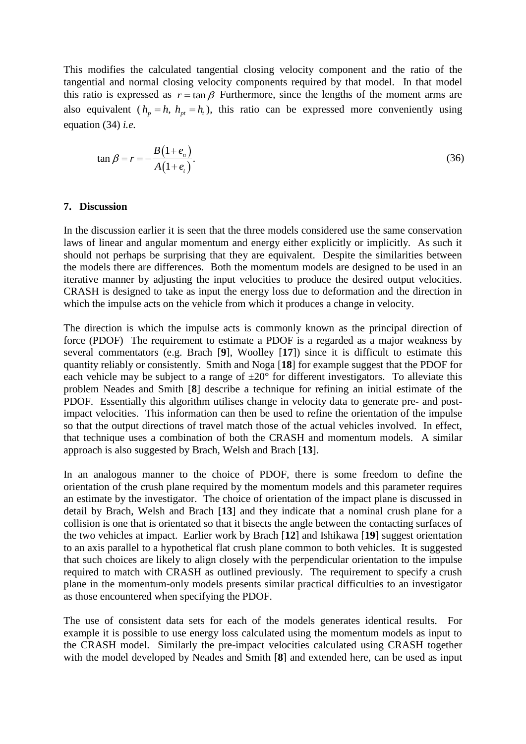This modifies the calculated tangential closing velocity component and the ratio of the tangential and normal closing velocity components required by that model. In that model this ratio is expressed as $r = \tan\beta$ Furthermore, since the lengths of the moment arms are also equivalent ($h_p = h,\ h_{pt} = h_t$), this ratio can be expressed more conveniently using equation (34) *i.e.*

$$\tan\beta = r = -\frac{B(1+e_n)}{A(1+e_t)}. \tag{36}$$

## 7. Discussion

In the discussion earlier it is seen that the three models considered use the same conservation laws of linear and angular momentum and energy either explicitly or implicitly. As such it should not perhaps be surprising that they are equivalent. Despite the similarities between the models there are differences. Both the momentum models are designed to be used in an iterative manner by adjusting the input velocities to produce the desired output velocities. CRASH is designed to take as input the energy loss due to deformation and the direction in which the impulse acts on the vehicle from which it produces a change in velocity.

The direction is which the impulse acts is commonly known as the principal direction of force (PDOF) The requirement to estimate a PDOF is a regarded as a major weakness by several commentators (e.g. Brach [**9**], Woolley [**17**]) since it is difficult to estimate this quantity reliably or consistently. Smith and Noga [**18**] for example suggest that the PDOF for each vehicle may be subject to a range of ±20° for different investigators. To alleviate this problem Neades and Smith [**8**] describe a technique for refining an initial estimate of the PDOF. Essentially this algorithm utilises change in velocity data to generate pre- and post-impact velocities. This information can then be used to refine the orientation of the impulse so that the output directions of travel match those of the actual vehicles involved. In effect, that technique uses a combination of both the CRASH and momentum models. A similar approach is also suggested by Brach, Welsh and Brach [**13**].

In an analogous manner to the choice of PDOF, there is some freedom to define the orientation of the crush plane required by the momentum models and this parameter requires an estimate by the investigator. The choice of orientation of the impact plane is discussed in detail by Brach, Welsh and Brach [**13**] and they indicate that a nominal crush plane for a collision is one that is orientated so that it bisects the angle between the contacting surfaces of the two vehicles at impact. Earlier work by Brach [**12**] and Ishikawa [**19**] suggest orientation to an axis parallel to a hypothetical flat crush plane common to both vehicles. It is suggested that such choices are likely to align closely with the perpendicular orientation to the impulse required to match with CRASH as outlined previously. The requirement to specify a crush plane in the momentum-only models presents similar practical difficulties to an investigator as those encountered when specifying the PDOF.

The use of consistent data sets for each of the models generates identical results. For example it is possible to use energy loss calculated using the momentum models as input to the CRASH model. Similarly the pre-impact velocities calculated using CRASH together with the model developed by Neades and Smith [**8**] and extended here, can be used as input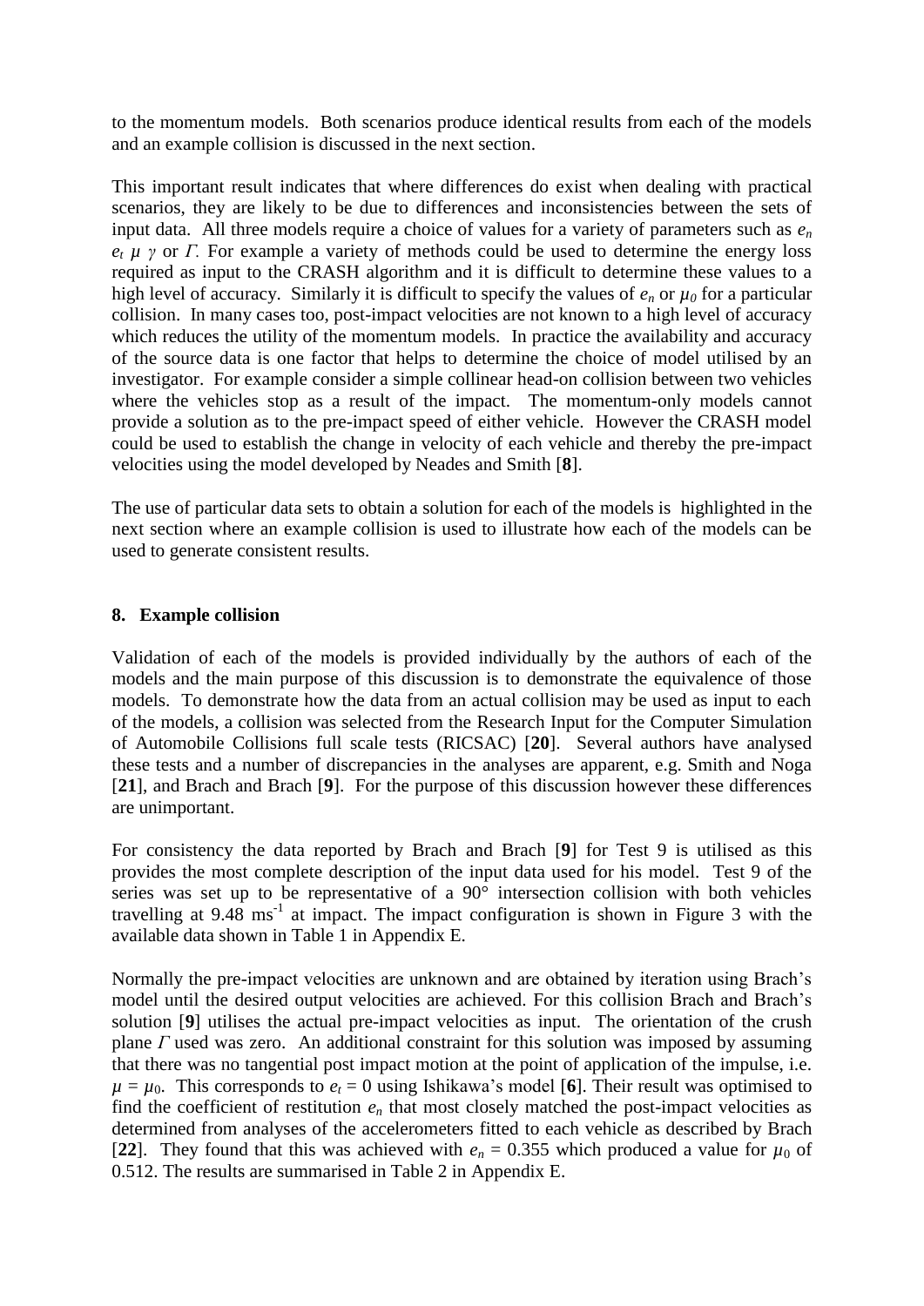to the momentum models. Both scenarios produce identical results from each of the models and an example collision is discussed in the next section.

This important result indicates that where differences do exist when dealing with practical scenarios, they are likely to be due to differences and inconsistencies between the sets of input data. All three models require a choice of values for a variety of parameters such as $e_n$ $e_t$ $\mu$ $\gamma$ or $\Gamma$. For example a variety of methods could be used to determine the energy loss required as input to the CRASH algorithm and it is difficult to determine these values to a high level of accuracy. Similarly it is difficult to specify the values of $e_n$ or $\mu_0$ for a particular collision. In many cases too, post-impact velocities are not known to a high level of accuracy which reduces the utility of the momentum models. In practice the availability and accuracy of the source data is one factor that helps to determine the choice of model utilised by an investigator. For example consider a simple collinear head-on collision between two vehicles where the vehicles stop as a result of the impact. The momentum-only models cannot provide a solution as to the pre-impact speed of either vehicle. However the CRASH model could be used to establish the change in velocity of each vehicle and thereby the pre-impact velocities using the model developed by Neades and Smith [**8**].

The use of particular data sets to obtain a solution for each of the models is highlighted in the next section where an example collision is used to illustrate how each of the models can be used to generate consistent results.

## 8. Example collision

Validation of each of the models is provided individually by the authors of each of the models and the main purpose of this discussion is to demonstrate the equivalence of those models. To demonstrate how the data from an actual collision may be used as input to each of the models, a collision was selected from the Research Input for the Computer Simulation of Automobile Collisions full scale tests (RICSAC) [**20**]. Several authors have analysed these tests and a number of discrepancies in the analyses are apparent, e.g. Smith and Noga [**21**], and Brach and Brach [**9**]. For the purpose of this discussion however these differences are unimportant.

For consistency the data reported by Brach and Brach [**9**] for Test 9 is utilised as this provides the most complete description of the input data used for his model. Test 9 of the series was set up to be representative of a 90° intersection collision with both vehicles travelling at 9.48 $\text{ms}^{-1}$ at impact. The impact configuration is shown in Figure 3 with the available data shown in Table 1 in Appendix E.

Normally the pre-impact velocities are unknown and are obtained by iteration using Brach's model until the desired output velocities are achieved. For this collision Brach and Brach's solution [**9**] utilises the actual pre-impact velocities as input. The orientation of the crush plane $\Gamma$ used was zero. An additional constraint for this solution was imposed by assuming that there was no tangential post impact motion at the point of application of the impulse, i.e. $\mu = \mu_0$. This corresponds to $e_t = 0$ using Ishikawa's model [**6**]. Their result was optimised to find the coefficient of restitution $e_n$ that most closely matched the post-impact velocities as determined from analyses of the accelerometers fitted to each vehicle as described by Brach [**22**]. They found that this was achieved with $e_n = 0.355$ which produced a value for $\mu_0$ of 0.512. The results are summarised in Table 2 in Appendix E.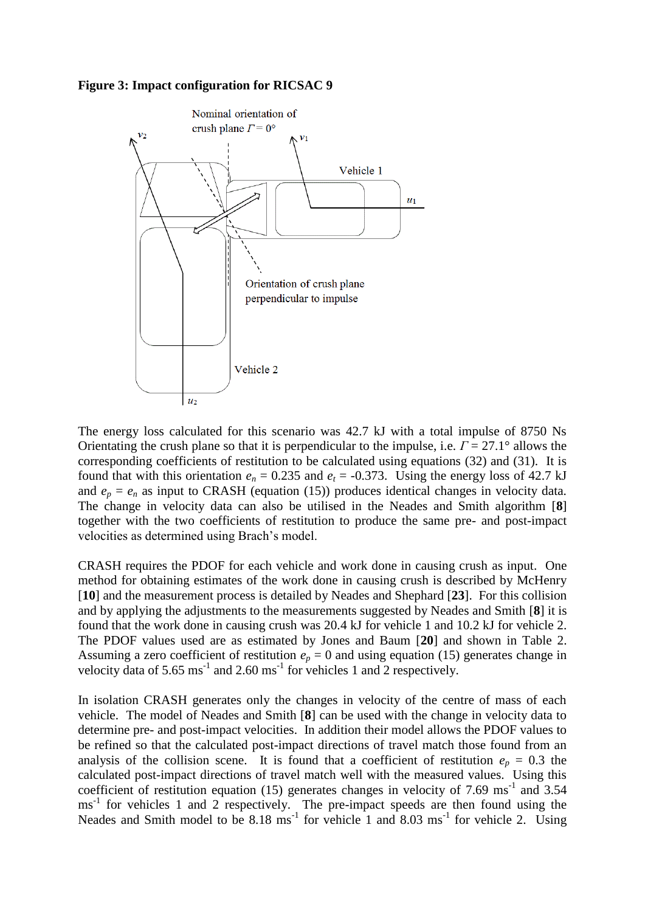**Figure 3: Impact configuration for RICSAC 9**

The energy loss calculated for this scenario was 42.7 kJ with a total impulse of 8750 Ns Orientating the crush plane so that it is perpendicular to the impulse, i.e. $\Gamma = 27.1°$ allows the corresponding coefficients of restitution to be calculated using equations (32) and (31). It is found that with this orientation $e_n = 0.235$ and $e_t = -0.373$. Using the energy loss of 42.7 kJ and $e_p = e_n$ as input to CRASH (equation (15)) produces identical changes in velocity data. The change in velocity data can also be utilised in the Neades and Smith algorithm [**8**] together with the two coefficients of restitution to produce the same pre- and post-impact velocities as determined using Brach's model.

CRASH requires the PDOF for each vehicle and work done in causing crush as input. One method for obtaining estimates of the work done in causing crush is described by McHenry [**10**] and the measurement process is detailed by Neades and Shephard [**23**]. For this collision and by applying the adjustments to the measurements suggested by Neades and Smith [**8**] it is found that the work done in causing crush was 20.4 kJ for vehicle 1 and 10.2 kJ for vehicle 2. The PDOF values used are as estimated by Jones and Baum [**20**] and shown in Table 2. Assuming a zero coefficient of restitution $e_p = 0$ and using equation (15) generates change in velocity data of 5.65 $ms^{-1}$ and 2.60 $ms^{-1}$ for vehicles 1 and 2 respectively.

In isolation CRASH generates only the changes in velocity of the centre of mass of each vehicle. The model of Neades and Smith [**8**] can be used with the change in velocity data to determine pre- and post-impact velocities. In addition their model allows the PDOF values to be refined so that the calculated post-impact directions of travel match those found from an analysis of the collision scene. It is found that a coefficient of restitution $e_p = 0.3$ the calculated post-impact directions of travel match well with the measured values. Using this coefficient of restitution equation (15) generates changes in velocity of 7.69 $ms^{-1}$ and 3.54 $ms^{-1}$ for vehicles 1 and 2 respectively. The pre-impact speeds are then found using the Neades and Smith model to be 8.18 $ms^{-1}$ for vehicle 1 and 8.03 $ms^{-1}$ for vehicle 2. Using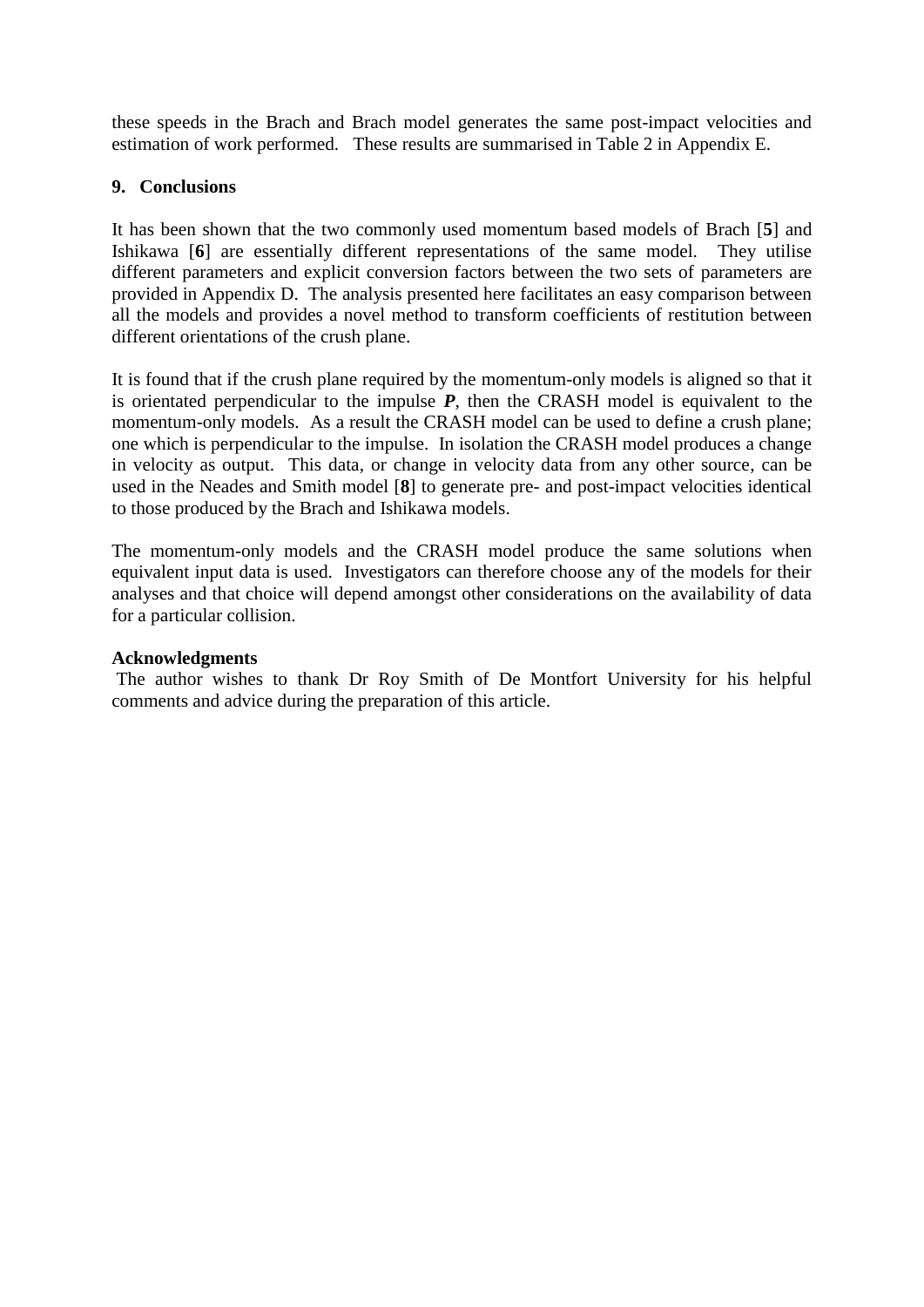these speeds in the Brach and Brach model generates the same post-impact velocities and estimation of work performed. These results are summarised in Table 2 in Appendix E.

## 9. Conclusions

It has been shown that the two commonly used momentum based models of Brach [**5**] and Ishikawa [**6**] are essentially different representations of the same model. They utilise different parameters and explicit conversion factors between the two sets of parameters are provided in Appendix D. The analysis presented here facilitates an easy comparison between all the models and provides a novel method to transform coefficients of restitution between different orientations of the crush plane.

It is found that if the crush plane required by the momentum-only models is aligned so that it is orientated perpendicular to the impulse ***P***, then the CRASH model is equivalent to the momentum-only models. As a result the CRASH model can be used to define a crush plane; one which is perpendicular to the impulse. In isolation the CRASH model produces a change in velocity as output. This data, or change in velocity data from any other source, can be used in the Neades and Smith model [**8**] to generate pre- and post-impact velocities identical to those produced by the Brach and Ishikawa models.

The momentum-only models and the CRASH model produce the same solutions when equivalent input data is used. Investigators can therefore choose any of the models for their analyses and that choice will depend amongst other considerations on the availability of data for a particular collision.

**Acknowledgments**

The author wishes to thank Dr Roy Smith of De Montfort University for his helpful comments and advice during the preparation of this article.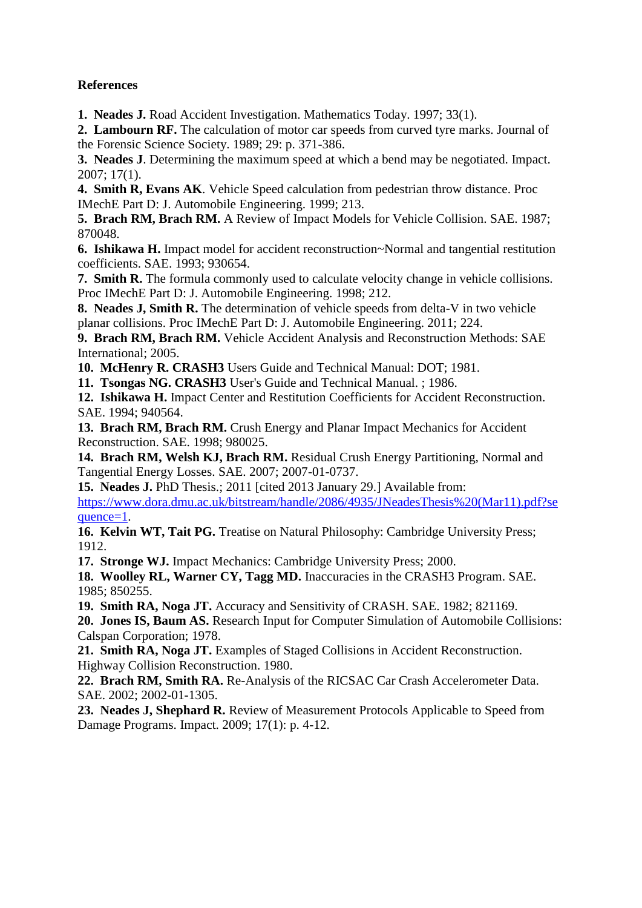**References**

**1. Neades J.** Road Accident Investigation. Mathematics Today. 1997; 33(1).

**2. Lambourn RF.** The calculation of motor car speeds from curved tyre marks. Journal of the Forensic Science Society. 1989; 29: p. 371-386.

**3. Neades J**. Determining the maximum speed at which a bend may be negotiated. Impact. 2007; 17(1).

**4. Smith R, Evans AK**. Vehicle Speed calculation from pedestrian throw distance. Proc IMechE Part D: J. Automobile Engineering. 1999; 213.

**5. Brach RM, Brach RM.** A Review of Impact Models for Vehicle Collision. SAE. 1987; 870048.

**6. Ishikawa H.** Impact model for accident reconstruction~Normal and tangential restitution coefficients. SAE. 1993; 930654.

**7. Smith R.** The formula commonly used to calculate velocity change in vehicle collisions. Proc IMechE Part D: J. Automobile Engineering. 1998; 212.

**8. Neades J, Smith R.** The determination of vehicle speeds from delta-V in two vehicle planar collisions. Proc IMechE Part D: J. Automobile Engineering. 2011; 224.

**9. Brach RM, Brach RM.** Vehicle Accident Analysis and Reconstruction Methods: SAE International; 2005.

**10. McHenry R. CRASH3** Users Guide and Technical Manual: DOT; 1981.

**11. Tsongas NG. CRASH3** User's Guide and Technical Manual. ; 1986.

**12. Ishikawa H.** Impact Center and Restitution Coefficients for Accident Reconstruction. SAE. 1994; 940564.

**13. Brach RM, Brach RM.** Crush Energy and Planar Impact Mechanics for Accident Reconstruction. SAE. 1998; 980025.

**14. Brach RM, Welsh KJ, Brach RM.** Residual Crush Energy Partitioning, Normal and Tangential Energy Losses. SAE. 2007; 2007-01-0737.

**15. Neades J.** PhD Thesis.; 2011 [cited 2013 January 29.] Available from: https://www.dora.dmu.ac.uk/bitstream/handle/2086/4935/JNeadesThesis%20(Mar11).pdf?sequence=1.

**16. Kelvin WT, Tait PG.** Treatise on Natural Philosophy: Cambridge University Press; 1912.

**17. Stronge WJ.** Impact Mechanics: Cambridge University Press; 2000.

**18. Woolley RL, Warner CY, Tagg MD.** Inaccuracies in the CRASH3 Program. SAE. 1985; 850255.

**19. Smith RA, Noga JT.** Accuracy and Sensitivity of CRASH. SAE. 1982; 821169.

**20. Jones IS, Baum AS.** Research Input for Computer Simulation of Automobile Collisions: Calspan Corporation; 1978.

**21. Smith RA, Noga JT.** Examples of Staged Collisions in Accident Reconstruction. Highway Collision Reconstruction. 1980.

**22. Brach RM, Smith RA.** Re-Analysis of the RICSAC Car Crash Accelerometer Data. SAE. 2002; 2002-01-1305.

**23. Neades J, Shephard R.** Review of Measurement Protocols Applicable to Speed from Damage Programs. Impact. 2009; 17(1): p. 4-12.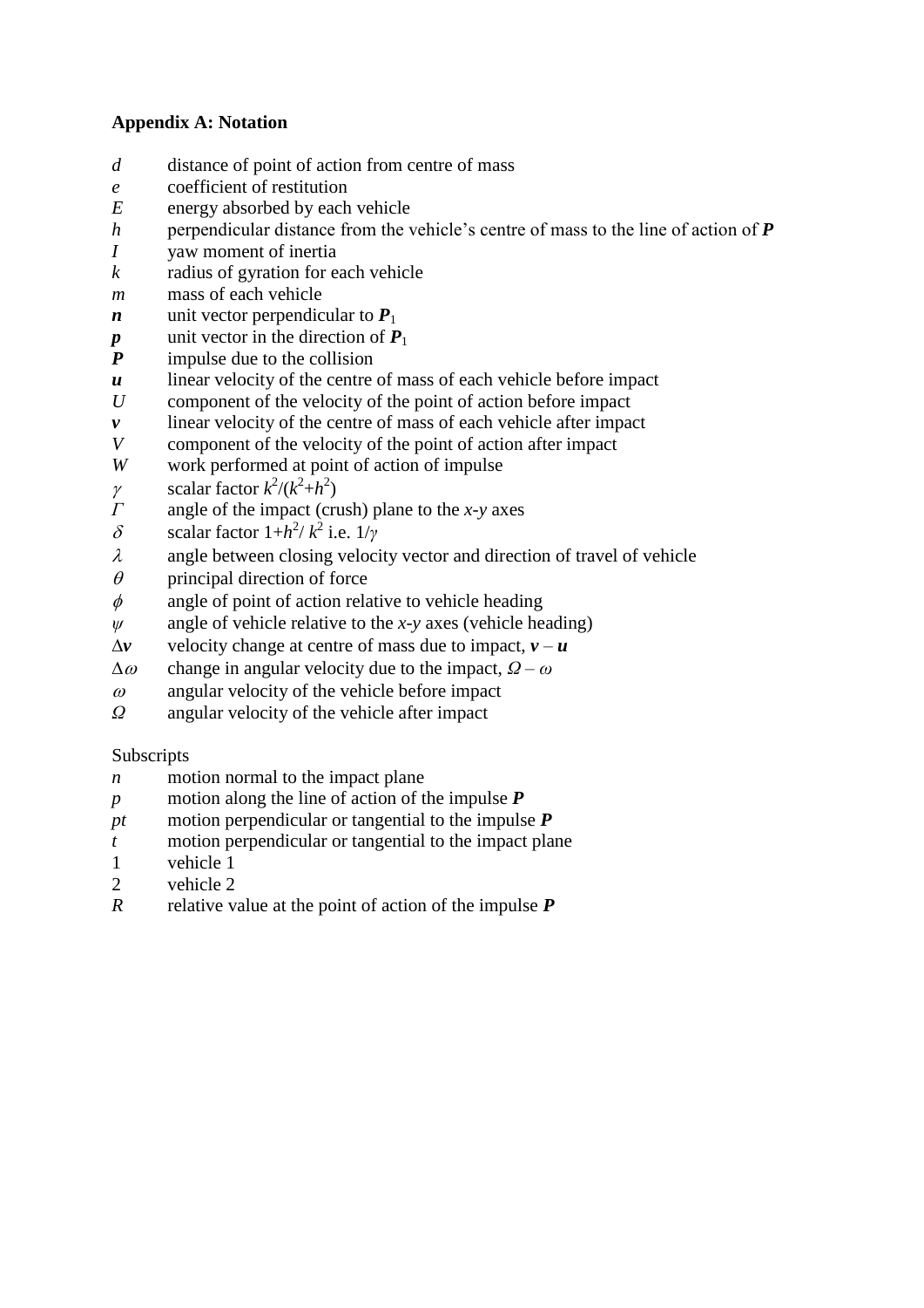**Appendix A: Notation**

| | |
|---|---|
| $d$ | distance of point of action from centre of mass |
| $e$ | coefficient of restitution |
| $E$ | energy absorbed by each vehicle |
| $h$ | perpendicular distance from the vehicle's centre of mass to the line of action of $\boldsymbol{P}$ |
| $I$ | yaw moment of inertia |
| $k$ | radius of gyration for each vehicle |
| $m$ | mass of each vehicle |
| $\boldsymbol{n}$ | unit vector perpendicular to $\boldsymbol{P}_1$ |
| $\boldsymbol{p}$ | unit vector in the direction of $\boldsymbol{P}_1$ |
| $\boldsymbol{P}$ | impulse due to the collision |
| $\boldsymbol{u}$ | linear velocity of the centre of mass of each vehicle before impact |
| $U$ | component of the velocity of the point of action before impact |
| $\boldsymbol{v}$ | linear velocity of the centre of mass of each vehicle after impact |
| $V$ | component of the velocity of the point of action after impact |
| $W$ | work performed at point of action of impulse |
| $\gamma$ | scalar factor $k^2/(k^2+h^2)$ |
| $\Gamma$ | angle of the impact (crush) plane to the $x$-$y$ axes |
| $\delta$ | scalar factor $1+h^2/k^2$ i.e. $1/\gamma$ |
| $\lambda$ | angle between closing velocity vector and direction of travel of vehicle |
| $\theta$ | principal direction of force |
| $\phi$ | angle of point of action relative to vehicle heading |
| $\psi$ | angle of vehicle relative to the $x$-$y$ axes (vehicle heading) |
| $\Delta\boldsymbol{v}$ | velocity change at centre of mass due to impact, $\boldsymbol{v} - \boldsymbol{u}$ |
| $\Delta\omega$ | change in angular velocity due to the impact, $\Omega - \omega$ |
| $\omega$ | angular velocity of the vehicle before impact |
| $\Omega$ | angular velocity of the vehicle after impact |

Subscripts

| | |
|---|---|
| $n$ | motion normal to the impact plane |
| $p$ | motion along the line of action of the impulse $\boldsymbol{P}$ |
| $pt$ | motion perpendicular or tangential to the impulse $\boldsymbol{P}$ |
| $t$ | motion perpendicular or tangential to the impact plane |
| 1 | vehicle 1 |
| 2 | vehicle 2 |
| $R$ | relative value at the point of action of the impulse $\boldsymbol{P}$ |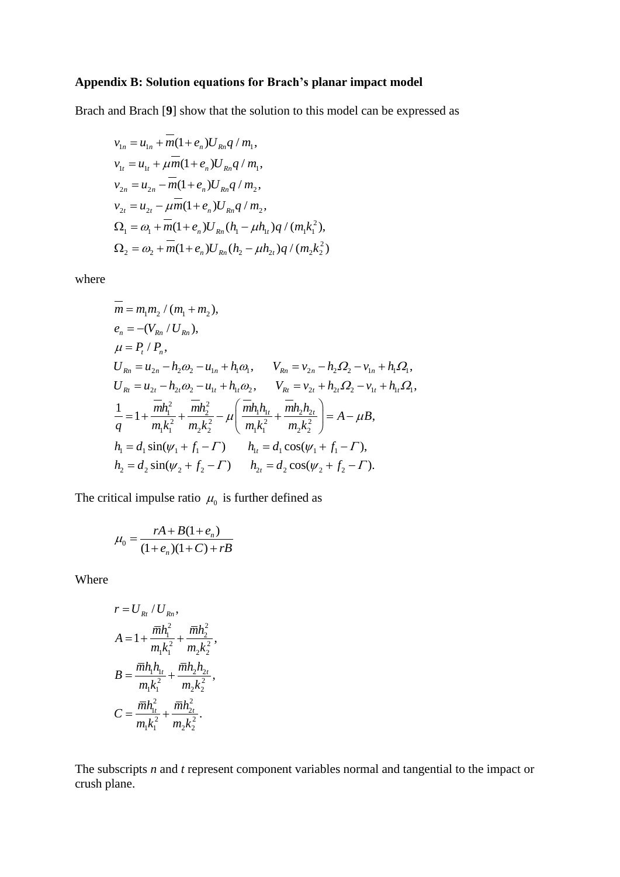**Appendix B: Solution equations for Brach's planar impact model**

Brach and Brach [**9**] show that the solution to this model can be expressed as

$$
\begin{aligned}
v_{1n} &= u_{1n} + \overline{m}(1+e_n)U_{Rn}q/m_1,\\
v_{1t} &= u_{1t} + \mu\overline{m}(1+e_n)U_{Rn}q/m_1,\\
v_{2n} &= u_{2n} - \overline{m}(1+e_n)U_{Rn}q/m_2,\\
v_{2t} &= u_{2t} - \mu\overline{m}(1+e_n)U_{Rn}q/m_2,\\
\Omega_1 &= \omega_1 + \overline{m}(1+e_n)U_{Rn}(h_1 - \mu h_{1t})q/(m_1k_1^2),\\
\Omega_2 &= \omega_2 + \overline{m}(1+e_n)U_{Rn}(h_2 - \mu h_{2t})q/(m_2k_2^2)
\end{aligned}
$$

where

$$
\begin{aligned}
&\overline{m} = m_1m_2/(m_1+m_2),\\
&e_n = -(V_{Rn}/U_{Rn}),\\
&\mu = P_t/P_n,\\
&U_{Rn} = u_{2n} - h_2\omega_2 - u_{1n} + h_1\omega_1, \qquad V_{Rn} = v_{2n} - h_2\Omega_2 - v_{1n} + h_1\Omega_1,\\
&U_{Rt} = u_{2t} - h_{2t}\omega_2 - u_{1t} + h_{1t}\omega_2, \qquad V_{Rt} = v_{2t} + h_{2t}\Omega_2 - v_{1t} + h_{1t}\Omega_1,\\
&\frac{1}{q} = 1 + \frac{\overline{m}h_1^2}{m_1k_1^2} + \frac{\overline{m}h_2^2}{m_2k_2^2} - \mu\left(\frac{\overline{m}h_1h_{1t}}{m_1k_1^2} + \frac{\overline{m}h_2h_{2t}}{m_2k_2^2}\right) = A - \mu B,\\
&h_1 = d_1\sin(\psi_1 + f_1 - \Gamma) \qquad h_{1t} = d_1\cos(\psi_1 + f_1 - \Gamma),\\
&h_2 = d_2\sin(\psi_2 + f_2 - \Gamma) \qquad h_{2t} = d_2\cos(\psi_2 + f_2 - \Gamma).
\end{aligned}
$$

The critical impulse ratio $\mu_0$ is further defined as

$$
\mu_0 = \frac{rA + B(1+e_n)}{(1+e_n)(1+C) + rB}
$$

Where

$$
\begin{aligned}
r &= U_{Rt}/U_{Rn},\\
A &= 1 + \frac{\overline{m}h_1^2}{m_1k_1^2} + \frac{\overline{m}h_2^2}{m_2k_2^2},\\
B &= \frac{\overline{m}h_1h_{1t}}{m_1k_1^2} + \frac{\overline{m}h_2h_{2t}}{m_2k_2^2},\\
C &= \frac{\overline{m}h_{1t}^2}{m_1k_1^2} + \frac{\overline{m}h_{2t}^2}{m_2k_2^2}.
\end{aligned}
$$

The subscripts *n* and *t* represent component variables normal and tangential to the impact or crush plane.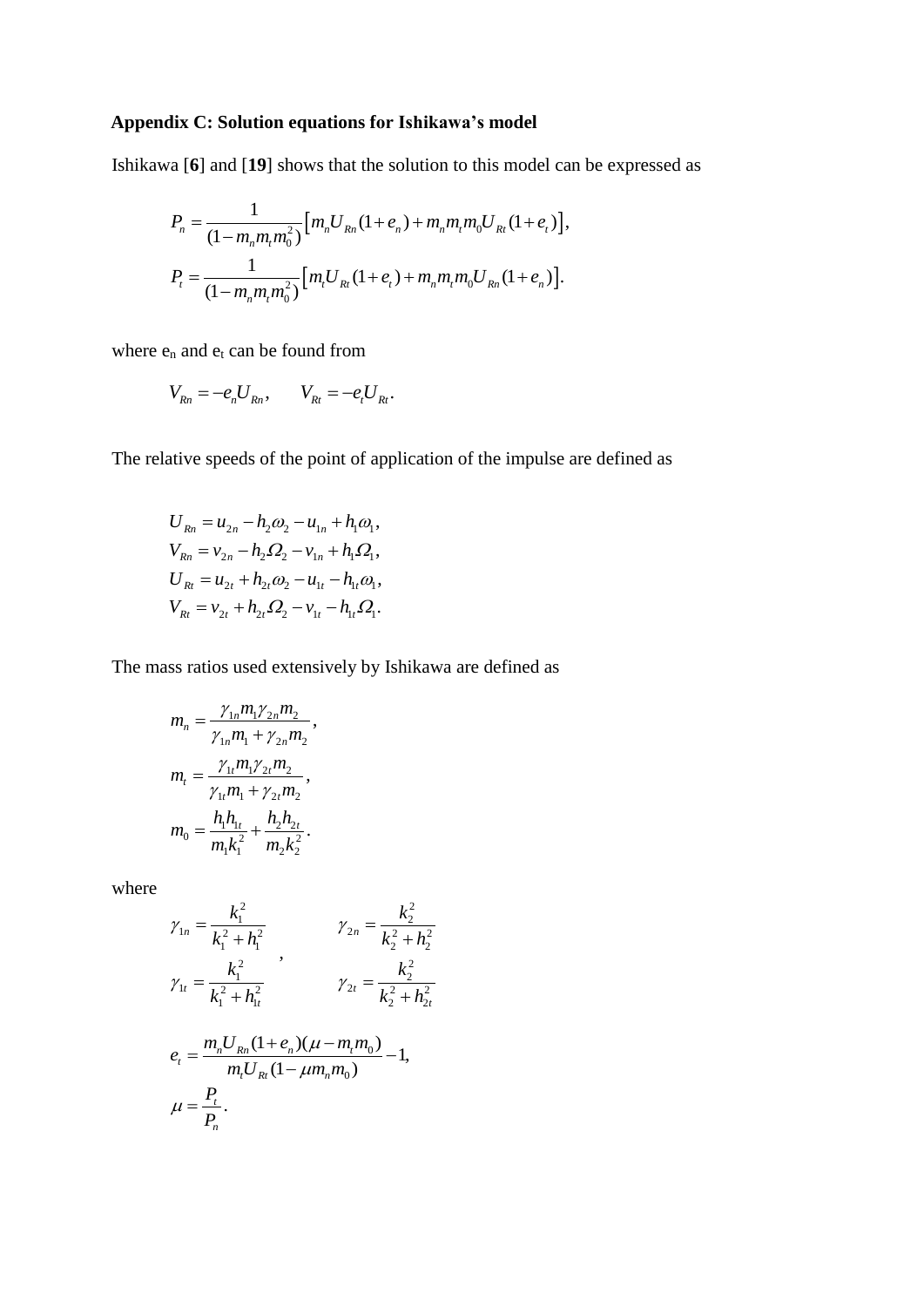### Appendix C: Solution equations for Ishikawa's model

Ishikawa [**6**] and [**19**] shows that the solution to this model can be expressed as

$$
\begin{aligned}
P_n &= \frac{1}{(1-m_n m_t m_0^2)}\left[m_n U_{Rn}(1+e_n) + m_n m_t m_0 U_{Rt}(1+e_t)\right], \\
P_t &= \frac{1}{(1-m_n m_t m_0^2)}\left[m_t U_{Rt}(1+e_t) + m_n m_t m_0 U_{Rn}(1+e_n)\right].
\end{aligned}
$$

where $e_n$ and $e_t$ can be found from

$$
V_{Rn} = -e_n U_{Rn}, \qquad V_{Rt} = -e_t U_{Rt}.
$$

The relative speeds of the point of application of the impulse are defined as

$$
\begin{aligned}
U_{Rn} &= u_{2n} - h_2\omega_2 - u_{1n} + h_1\omega_1, \\
V_{Rn} &= v_{2n} - h_2\Omega_2 - v_{1n} + h_1\Omega_1, \\
U_{Rt} &= u_{2t} + h_{2t}\omega_2 - u_{1t} - h_{1t}\omega_1, \\
V_{Rt} &= v_{2t} + h_{2t}\Omega_2 - v_{1t} - h_{1t}\Omega_1.
\end{aligned}
$$

The mass ratios used extensively by Ishikawa are defined as

$$
\begin{aligned}
m_n &= \frac{\gamma_{1n} m_1 \gamma_{2n} m_2}{\gamma_{1n} m_1 + \gamma_{2n} m_2}, \\
m_t &= \frac{\gamma_{1t} m_1 \gamma_{2t} m_2}{\gamma_{1t} m_1 + \gamma_{2t} m_2}, \\
m_0 &= \frac{h_1 h_{1t}}{m_1 k_1^2} + \frac{h_2 h_{2t}}{m_2 k_2^2}.
\end{aligned}
$$

where

$$
\gamma_{1n} = \frac{k_1^2}{k_1^2 + h_1^2}, \qquad \gamma_{2n} = \frac{k_2^2}{k_2^2 + h_2^2},
$$

$$
\gamma_{1t} = \frac{k_1^2}{k_1^2 + h_{1t}^2}, \qquad \gamma_{2t} = \frac{k_2^2}{k_2^2 + h_{2t}^2}
$$

$$
\begin{aligned}
e_t &= \frac{m_n U_{Rn}(1+e_n)(\mu - m_t m_0)}{m_t U_{Rt}(1-\mu m_n m_0)} - 1, \\
\mu &= \frac{P_t}{P_n}.
\end{aligned}
$$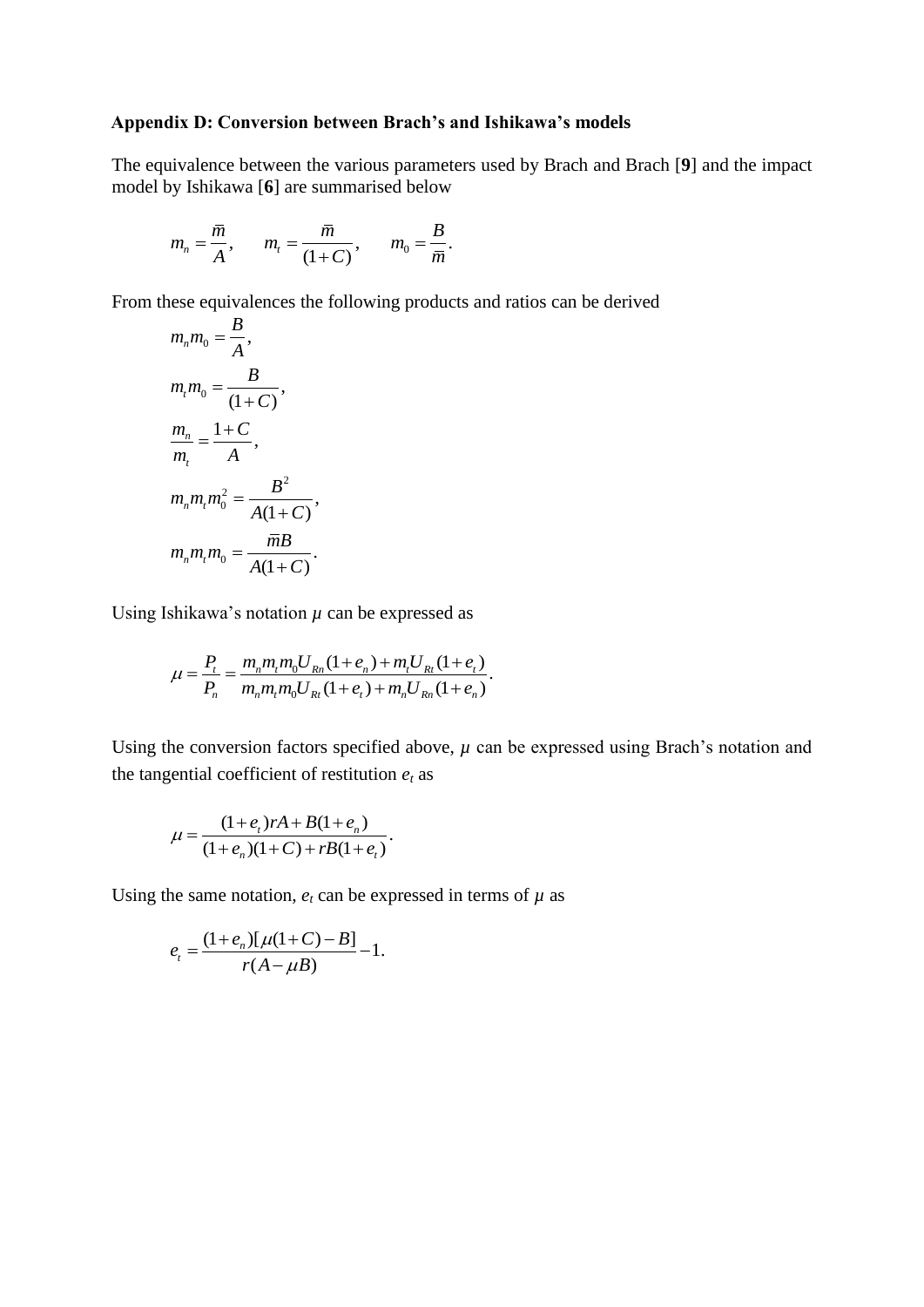### Appendix D: Conversion between Brach's and Ishikawa's models

The equivalence between the various parameters used by Brach and Brach [**9**] and the impact model by Ishikawa [**6**] are summarised below

$$m_n = \frac{\bar{m}}{A}, \qquad m_t = \frac{\bar{m}}{(1+C)}, \qquad m_0 = \frac{B}{\bar{m}}.$$

From these equivalences the following products and ratios can be derived

$$m_n m_0 = \frac{B}{A},$$

$$m_t m_0 = \frac{B}{(1+C)},$$

$$\frac{m_n}{m_t} = \frac{1+C}{A},$$

$$m_n m_t m_0^2 = \frac{B^2}{A(1+C)},$$

$$m_n m_t m_0 = \frac{\bar{m}B}{A(1+C)}.$$

Using Ishikawa's notation $\mu$ can be expressed as

$$\mu = \frac{P_t}{P_n} = \frac{m_n m_t m_0 U_{Rn}(1+e_n) + m_t U_{Rt}(1+e_t)}{m_n m_t m_0 U_{Rt}(1+e_t) + m_n U_{Rn}(1+e_n)}.$$

Using the conversion factors specified above, $\mu$ can be expressed using Brach's notation and the tangential coefficient of restitution $e_t$ as

$$\mu = \frac{(1+e_t)rA + B(1+e_n)}{(1+e_n)(1+C) + rB(1+e_t)}.$$

Using the same notation, $e_t$ can be expressed in terms of $\mu$ as

$$e_t = \frac{(1+e_n)[\mu(1+C) - B]}{r(A - \mu B)} - 1.$$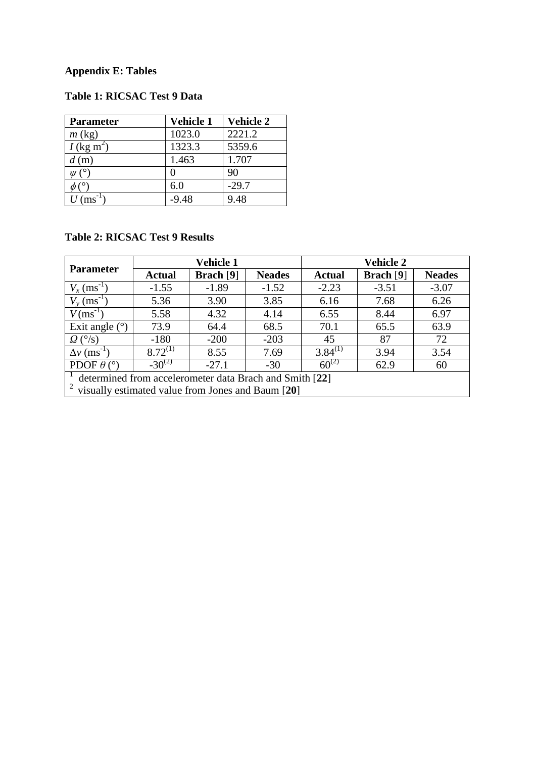**Appendix E: Tables**

**Table 1: RICSAC Test 9 Data**

| Parameter | Vehicle 1 | Vehicle 2 |
|---|---|---|
| $m$ (kg) | 1023.0 | 2221.2 |
| $I$ (kg m$^2$) | 1323.3 | 5359.6 |
| $d$ (m) | 1.463 | 1.707 |
| $\psi$ (°) | 0 | 90 |
| $\phi$ (°) | 6.0 | -29.7 |
| $U$ (ms$^{-1}$) | -9.48 | 9.48 |

**Table 2: RICSAC Test 9 Results**

| Parameter | Vehicle 1 | | | Vehicle 2 | | |
|---|---|---|---|---|---|---|
| | **Actual** | **Brach [9]** | **Neades** | **Actual** | **Brach [9]** | **Neades** |
| $V_x$ (ms$^{-1}$) | -1.55 | -1.89 | -1.52 | -2.23 | -3.51 | -3.07 |
| $V_y$ (ms$^{-1}$) | 5.36 | 3.90 | 3.85 | 6.16 | 7.68 | 6.26 |
| $V$ (ms$^{-1}$) | 5.58 | 4.32 | 4.14 | 6.55 | 8.44 | 6.97 |
| Exit angle (°) | 73.9 | 64.4 | 68.5 | 70.1 | 65.5 | 63.9 |
| $\Omega$ (°/s) | -180 | -200 | -203 | 45 | 87 | 72 |
| $\Delta v$ (ms$^{-1}$) | 8.72 (1) | 8.55 | 7.69 | 3.84 (1) | 3.94 | 3.54 |
| PDOF $\theta$ (°) | -30 (2) | -27.1 | -30 | 60 (2) | 62.9 | 60 |

[1] determined from accelerometer data Brach and Smith [**22**]
[2] visually estimated value from Jones and Baum [**20**]